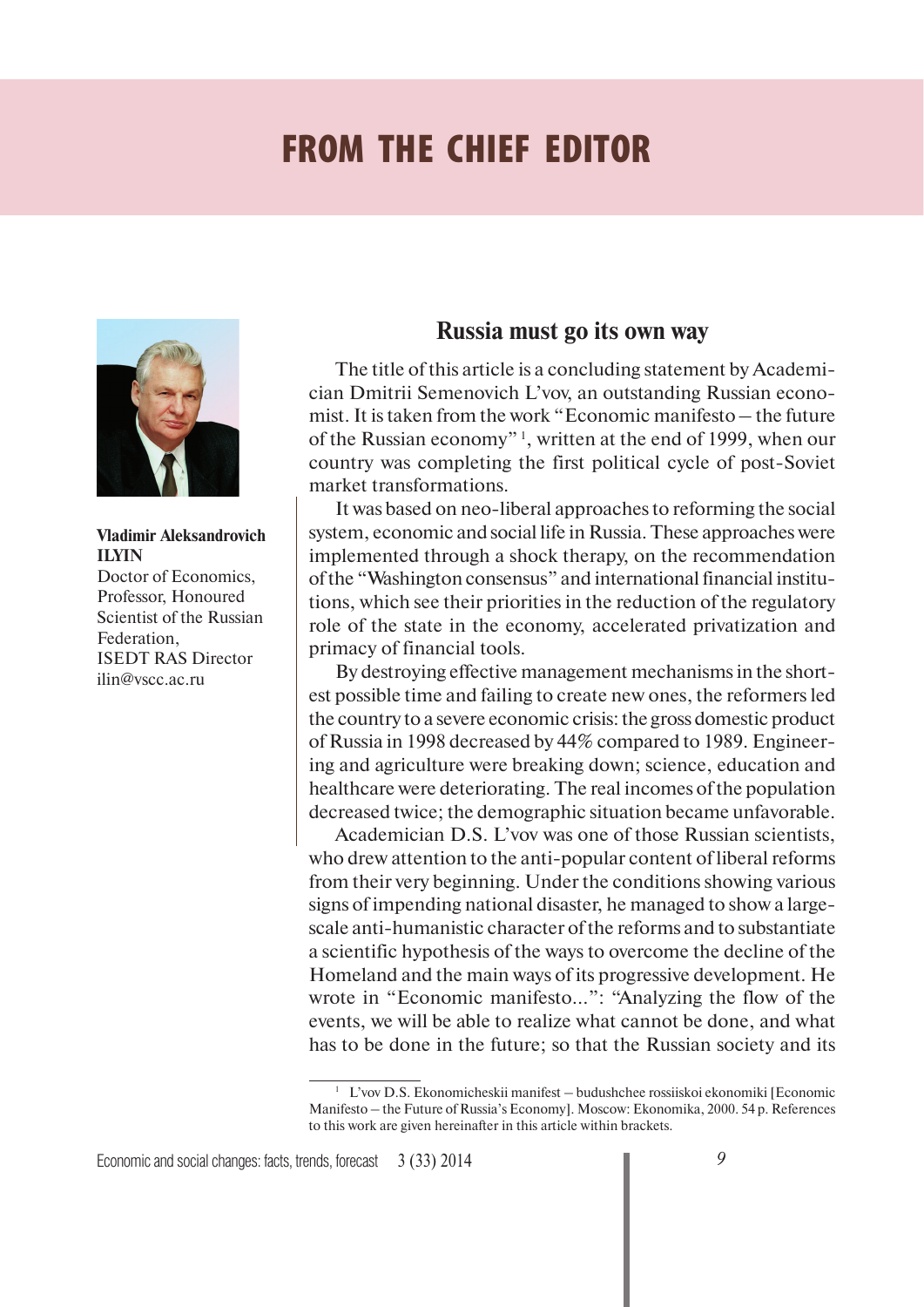# FROM THE CHIEF EDITOR

**Vladimir Aleksandrovich ILYIN**
Doctor of Economics, Professor, Honoured Scientist of the Russian Federation, ISEDT RAS Director
ilin@vscc.ac.ru

## Russia must go its own way

The title of this article is a concluding statement by Academician Dmitrii Semenovich L'vov, an outstanding Russian economist. It is taken from the work "Economic manifesto – the future of the Russian economy" [1], written at the end of 1999, when our country was completing the first political cycle of post-Soviet market transformations.

It was based on neo-liberal approaches to reforming the social system, economic and social life in Russia. These approaches were implemented through a shock therapy, on the recommendation of the "Washington consensus" and international financial institutions, which see their priorities in the reduction of the regulatory role of the state in the economy, accelerated privatization and primacy of financial tools.

By destroying effective management mechanisms in the shortest possible time and failing to create new ones, the reformers led the country to a severe economic crisis: the gross domestic product of Russia in 1998 decreased by 44% compared to 1989. Engineering and agriculture were breaking down; science, education and healthcare were deteriorating. The real incomes of the population decreased twice; the demographic situation became unfavorable.

Academician D.S. L'vov was one of those Russian scientists, who drew attention to the anti-popular content of liberal reforms from their very beginning. Under the conditions showing various signs of impending national disaster, he managed to show a large-scale anti-humanistic character of the reforms and to substantiate a scientific hypothesis of the ways to overcome the decline of the Homeland and the main ways of its progressive development. He wrote in "Economic manifesto...": "Analyzing the flow of the events, we will be able to realize what cannot be done, and what has to be done in the future; so that the Russian society and its

[1] L'vov D.S. Ekonomicheskii manifest – budushchee rossiiskoi ekonomiki [Economic Manifesto – the Future of Russia's Economy]. Moscow: Ekonomika, 2000. 54 p. References to this work are given hereinafter in this article within brackets.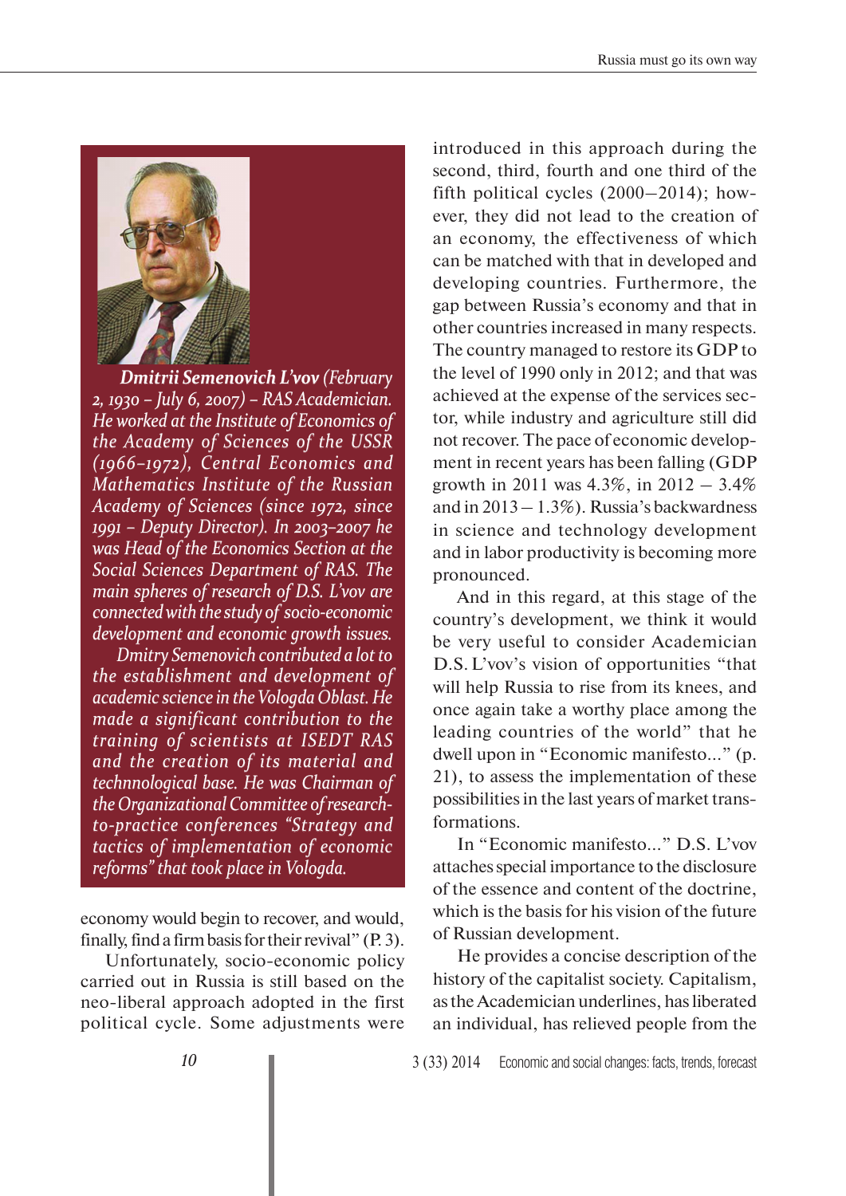***Dmitrii Semenovich L'vov** (February 2, 1930 – July 6, 2007) – RAS Academician. He worked at the Institute of Economics of the Academy of Sciences of the USSR (1966–1972), Central Economics and Mathematics Institute of the Russian Academy of Sciences (since 1972, since 1991 – Deputy Director). In 2003–2007 he was Head of the Economics Section at the Social Sciences Department of RAS. The main spheres of research of D.S. L'vov are connected with the study of socio-economic development and economic growth issues.*

*Dmitry Semenovich contributed a lot to the establishment and development of academic science in the Vologda Oblast. He made a significant contribution to the training of scientists at ISEDT RAS and the creation of its material and technnological base. He was Chairman of the Organizational Committee of research-to-practice conferences "Strategy and tactics of implementation of economic reforms" that took place in Vologda.*

economy would begin to recover, and would, finally, find a firm basis for their revival" (P. 3).

Unfortunately, socio-economic policy carried out in Russia is still based on the neo-liberal approach adopted in the first political cycle. Some adjustments were introduced in this approach during the second, third, fourth and one third of the fifth political cycles (2000–2014); however, they did not lead to the creation of an economy, the effectiveness of which can be matched with that in developed and developing countries. Furthermore, the gap between Russia's economy and that in other countries increased in many respects. The country managed to restore its GDP to the level of 1990 only in 2012; and that was achieved at the expense of the services sector, while industry and agriculture still did not recover. The pace of economic development in recent years has been falling (GDP growth in 2011 was 4.3%, in 2012 – 3.4% and in 2013 – 1.3%). Russia's backwardness in science and technology development and in labor productivity is becoming more pronounced.

And in this regard, at this stage of the country's development, we think it would be very useful to consider Academician D.S. L'vov's vision of opportunities "that will help Russia to rise from its knees, and once again take a worthy place among the leading countries of the world" that he dwell upon in "Economic manifesto..." (p. 21), to assess the implementation of these possibilities in the last years of market transformations.

In "Economic manifesto..." D.S. L'vov attaches special importance to the disclosure of the essence and content of the doctrine, which is the basis for his vision of the future of Russian development.

He provides a concise description of the history of the capitalist society. Capitalism, as the Academician underlines, has liberated an individual, has relieved people from the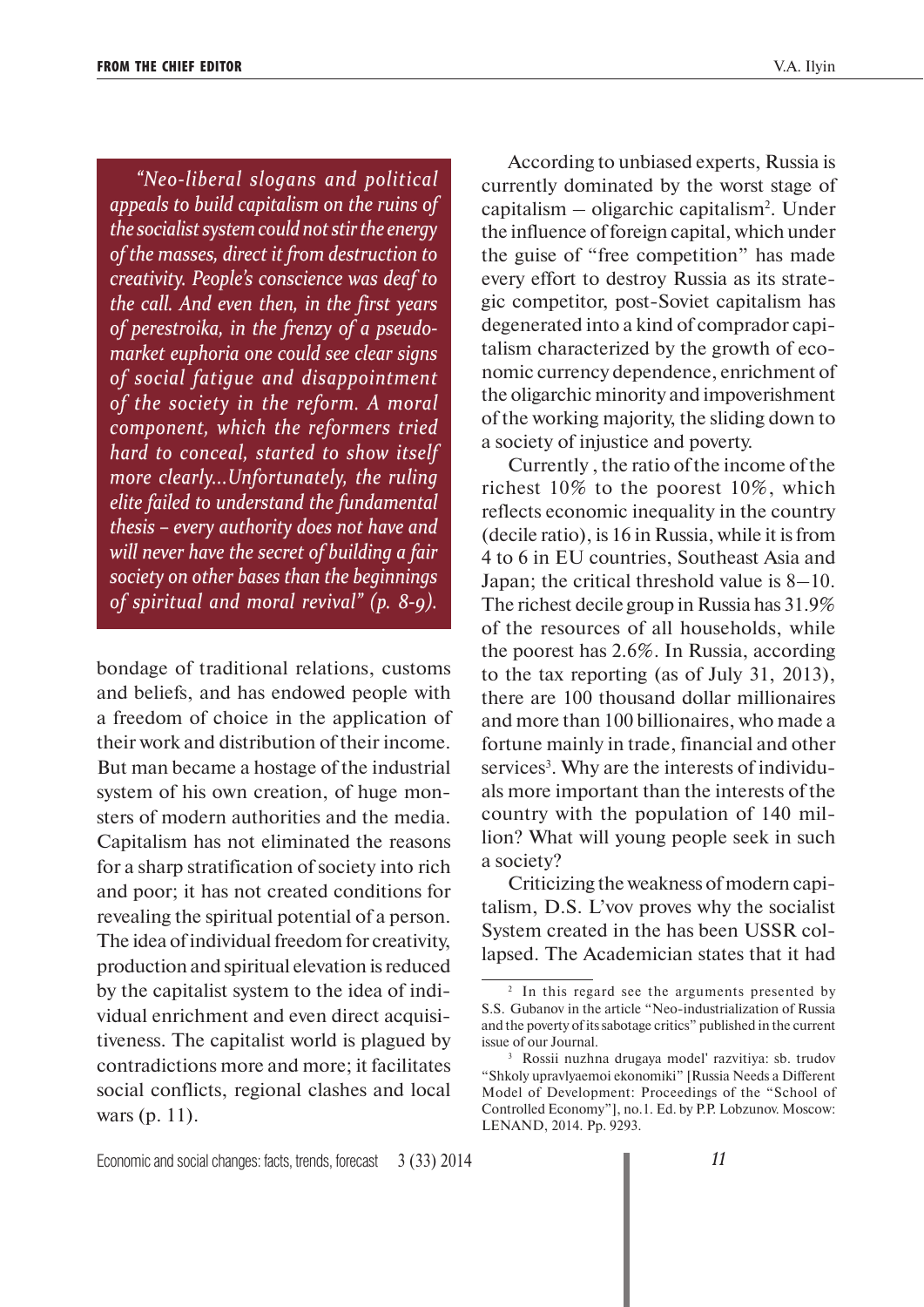*"Neo-liberal slogans and political appeals to build capitalism on the ruins of the socialist system could not stir the energy of the masses, direct it from destruction to creativity. People's conscience was deaf to the call. And even then, in the first years of perestroika, in the frenzy of a pseudo-market euphoria one could see clear signs of social fatigue and disappointment of the society in the reform. A moral component, which the reformers tried hard to conceal, started to show itself more clearly...Unfortunately, the ruling elite failed to understand the fundamental thesis – every authority does not have and will never have the secret of building a fair society on other bases than the beginnings of spiritual and moral revival" (p. 8-9).*

bondage of traditional relations, customs and beliefs, and has endowed people with a freedom of choice in the application of their work and distribution of their income. But man became a hostage of the industrial system of his own creation, of huge monsters of modern authorities and the media. Capitalism has not eliminated the reasons for a sharp stratification of society into rich and poor; it has not created conditions for revealing the spiritual potential of a person. The idea of individual freedom for creativity, production and spiritual elevation is reduced by the capitalist system to the idea of individual enrichment and even direct acquisitiveness. The capitalist world is plagued by contradictions more and more; it facilitates social conflicts, regional clashes and local wars (p. 11).

According to unbiased experts, Russia is currently dominated by the worst stage of capitalism – oligarchic capitalism[2]. Under the influence of foreign capital, which under the guise of "free competition" has made every effort to destroy Russia as its strategic competitor, post-Soviet capitalism has degenerated into a kind of comprador capitalism characterized by the growth of economic currency dependence, enrichment of the oligarchic minority and impoverishment of the working majority, the sliding down to a society of injustice and poverty.

Currently , the ratio of the income of the richest 10% to the poorest 10%, which reflects economic inequality in the country (decile ratio), is 16 in Russia, while it is from 4 to 6 in EU countries, Southeast Asia and Japan; the critical threshold value is 8–10. The richest decile group in Russia has 31.9% of the resources of all households, while the poorest has 2.6%. In Russia, according to the tax reporting (as of July 31, 2013), there are 100 thousand dollar millionaires and more than 100 billionaires, who made a fortune mainly in trade, financial and other services[3]. Why are the interests of individuals more important than the interests of the country with the population of 140 million? What will young people seek in such a society?

Criticizing the weakness of modern capitalism, D.S. L'vov proves why the socialist System created in the has been USSR collapsed. The Academician states that it had

---

[2] In this regard see the arguments presented by S.S. Gubanov in the article "Neo-industrialization of Russia and the poverty of its sabotage critics" published in the current issue of our Journal.

[3] Rossii nuzhna drugaya model' razvitiya: sb. trudov "Shkoly upravlyaemoi ekonomiki" [Russia Needs a Different Model of Development: Proceedings of the "School of Controlled Economy"], no.1. Ed. by P.P. Lobzunov. Moscow: LENAND, 2014. Pp. 9293.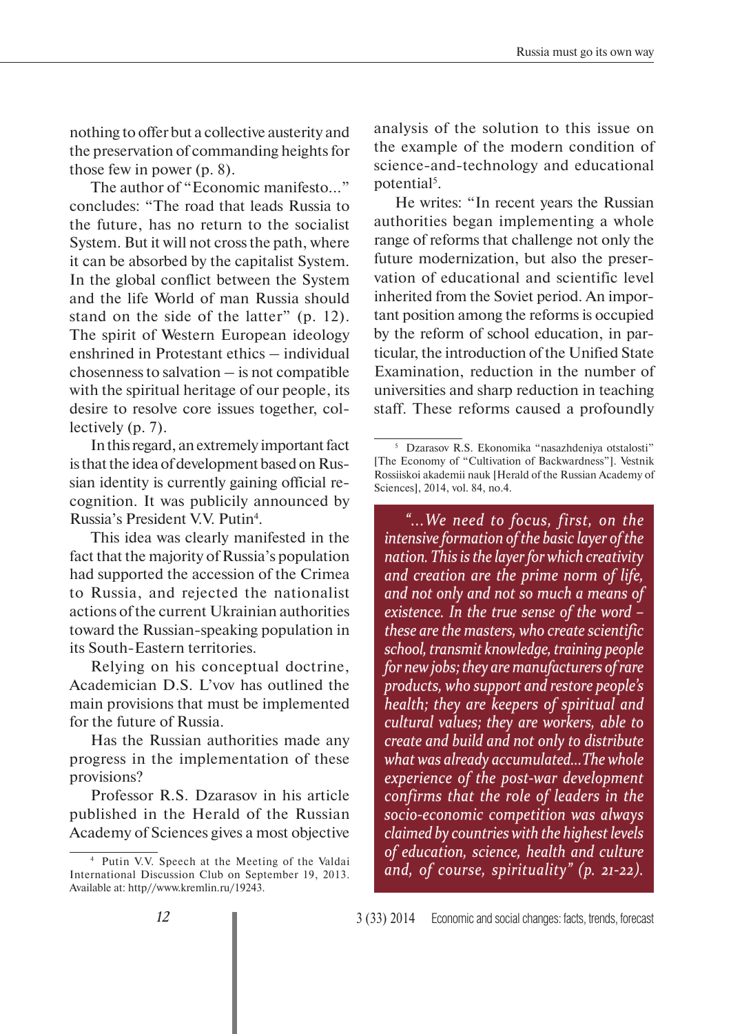nothing to offer but a collective austerity and the preservation of commanding heights for those few in power (p. 8).

The author of "Economic manifesto..." concludes: "The road that leads Russia to the future, has no return to the socialist System. But it will not cross the path, where it can be absorbed by the capitalist System. In the global conflict between the System and the life World of man Russia should stand on the side of the latter" (p. 12). The spirit of Western European ideology enshrined in Protestant ethics – individual chosenness to salvation – is not compatible with the spiritual heritage of our people, its desire to resolve core issues together, collectively (p. 7).

In this regard, an extremely important fact is that the idea of development based on Russian identity is currently gaining official recognition. It was publicly announced by Russia's President V.V. Putin[4].

This idea was clearly manifested in the fact that the majority of Russia's population had supported the accession of the Crimea to Russia, and rejected the nationalist actions of the current Ukrainian authorities toward the Russian-speaking population in its South-Eastern territories.

Relying on his conceptual doctrine, Academician D.S. L'vov has outlined the main provisions that must be implemented for the future of Russia.

Has the Russian authorities made any progress in the implementation of these provisions?

Professor R.S. Dzarasov in his article published in the Herald of the Russian Academy of Sciences gives a most objective analysis of the solution to this issue on the example of the modern condition of science-and-technology and educational potential[5].

He writes: "In recent years the Russian authorities began implementing a whole range of reforms that challenge not only the future modernization, but also the preservation of educational and scientific level inherited from the Soviet period. An important position among the reforms is occupied by the reform of school education, in particular, the introduction of the Unified State Examination, reduction in the number of universities and sharp reduction in teaching staff. These reforms caused a profoundly

> *"...We need to focus, first, on the intensive formation of the basic layer of the nation. This is the layer for which creativity and creation are the prime norm of life, and not only and not so much a means of existence. In the true sense of the word – these are the masters, who create scientific school, transmit knowledge, training people for new jobs; they are manufacturers of rare products, who support and restore people's health; they are keepers of spiritual and cultural values; they are workers, able to create and build and not only to distribute what was already accumulated...The whole experience of the post-war development confirms that the role of leaders in the socio-economic competition was always claimed by countries with the highest levels of education, science, health and culture and, of course, spirituality" (p. 21-22).*

---

[4] Putin V.V. Speech at the Meeting of the Valdai International Discussion Club on September 19, 2013. Available at: http//www.kremlin.ru/19243.

[5] Dzarasov R.S. Ekonomika "nasazhdeniya otstalosti" [The Economy of "Cultivation of Backwardness"]. Vestnik Rossiiskoi akademii nauk [Herald of the Russian Academy of Sciences], 2014, vol. 84, no.4.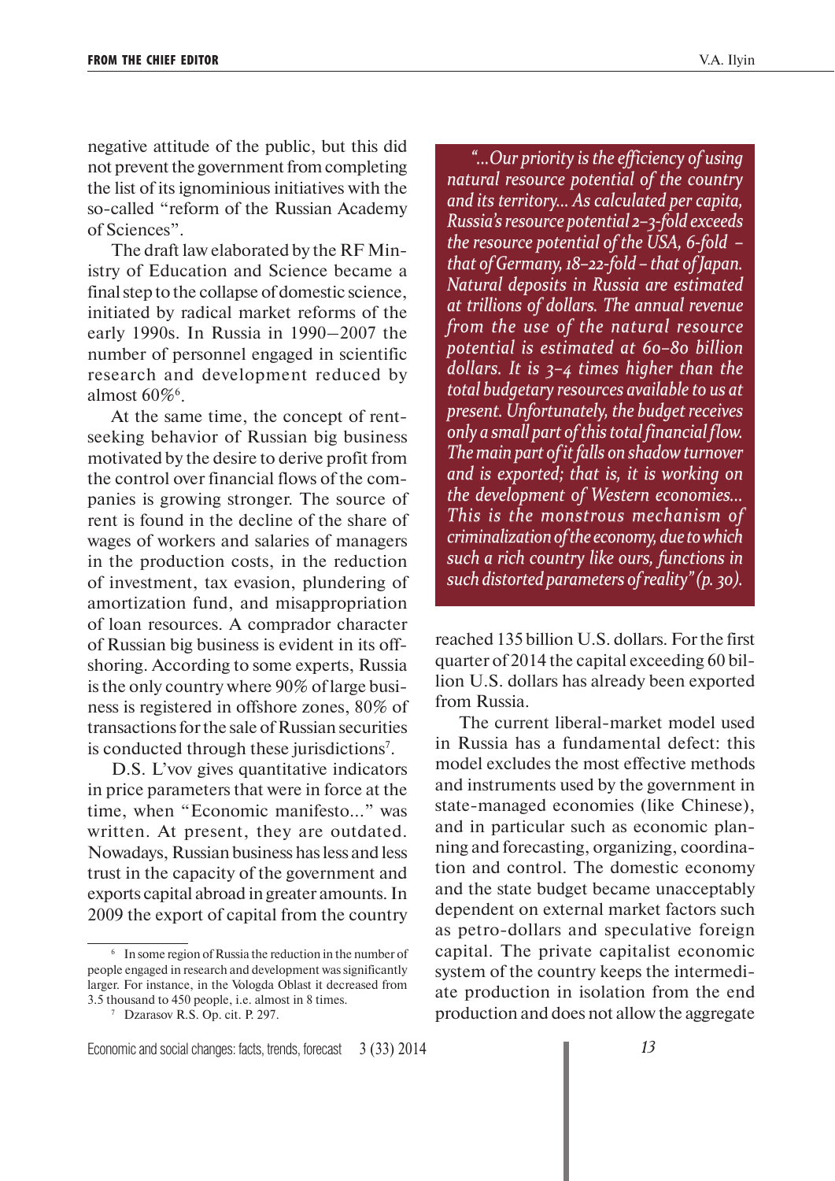negative attitude of the public, but this did not prevent the government from completing the list of its ignominious initiatives with the so-called "reform of the Russian Academy of Sciences".

The draft law elaborated by the RF Ministry of Education and Science became a final step to the collapse of domestic science, initiated by radical market reforms of the early 1990s. In Russia in 1990–2007 the number of personnel engaged in scientific research and development reduced by almost 60%[6].

At the same time, the concept of rent-seeking behavior of Russian big business motivated by the desire to derive profit from the control over financial flows of the companies is growing stronger. The source of rent is found in the decline of the share of wages of workers and salaries of managers in the production costs, in the reduction of investment, tax evasion, plundering of amortization fund, and misappropriation of loan resources. A comprador character of Russian big business is evident in its offshoring. According to some experts, Russia is the only country where 90% of large business is registered in offshore zones, 80% of transactions for the sale of Russian securities is conducted through these jurisdictions[7].

D.S. L'vov gives quantitative indicators in price parameters that were in force at the time, when "Economic manifesto..." was written. At present, they are outdated. Nowadays, Russian business has less and less trust in the capacity of the government and exports capital abroad in greater amounts. In 2009 the export of capital from the country reached 135 billion U.S. dollars. For the first quarter of 2014 the capital exceeding 60 billion U.S. dollars has already been exported from Russia.

> *"...Our priority is the efficiency of using natural resource potential of the country and its territory... As calculated per capita, Russia's resource potential 2–3-fold exceeds the resource potential of the USA, 6-fold – that of Germany, 18–22-fold – that of Japan. Natural deposits in Russia are estimated at trillions of dollars. The annual revenue from the use of the natural resource potential is estimated at 60–80 billion dollars. It is 3–4 times higher than the total budgetary resources available to us at present. Unfortunately, the budget receives only a small part of this total financial flow. The main part of it falls on shadow turnover and is exported; that is, it is working on the development of Western economies... This is the monstrous mechanism of criminalization of the economy, due to which such a rich country like ours, functions in such distorted parameters of reality" (p. 30).*

The current liberal-market model used in Russia has a fundamental defect: this model excludes the most effective methods and instruments used by the government in state-managed economies (like Chinese), and in particular such as economic planning and forecasting, organizing, coordination and control. The domestic economy and the state budget became unacceptably dependent on external market factors such as petro-dollars and speculative foreign capital. The private capitalist economic system of the country keeps the intermediate production in isolation from the end production and does not allow the aggregate

---

[6] In some region of Russia the reduction in the number of people engaged in research and development was significantly larger. For instance, in the Vologda Oblast it decreased from 3.5 thousand to 450 people, i.e. almost in 8 times.

[7] Dzarasov R.S. Op. cit. P. 297.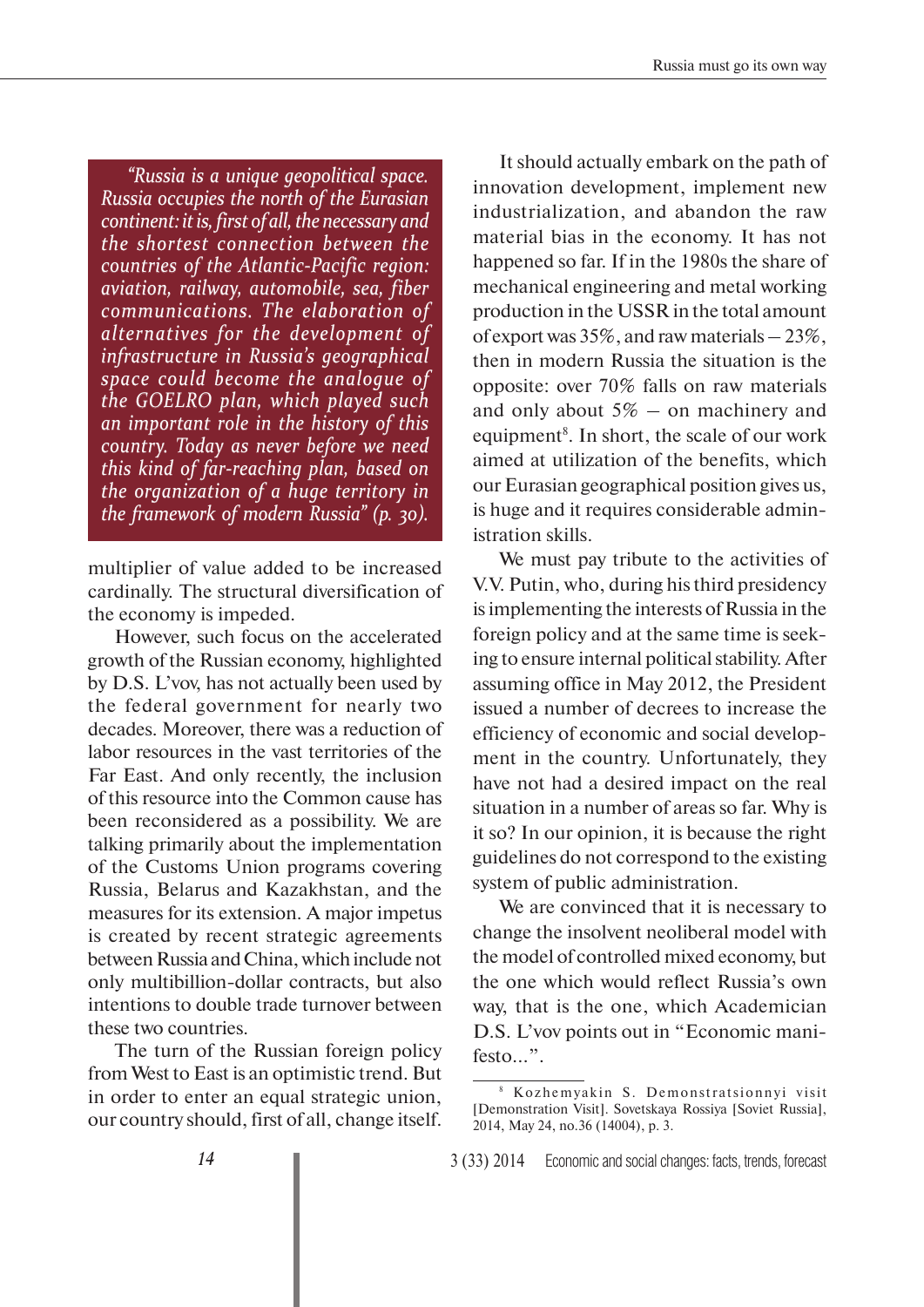> *"Russia is a unique geopolitical space. Russia occupies the north of the Eurasian continent: it is, first of all, the necessary and the shortest connection between the countries of the Atlantic-Pacific region: aviation, railway, automobile, sea, fiber communications. The elaboration of alternatives for the development of infrastructure in Russia's geographical space could become the analogue of the GOELRO plan, which played such an important role in the history of this country. Today as never before we need this kind of far-reaching plan, based on the organization of a huge territory in the framework of modern Russia" (p. 30).*

multiplier of value added to be increased cardinally. The structural diversification of the economy is impeded.

However, such focus on the accelerated growth of the Russian economy, highlighted by D.S. L'vov, has not actually been used by the federal government for nearly two decades. Moreover, there was a reduction of labor resources in the vast territories of the Far East. And only recently, the inclusion of this resource into the Common cause has been reconsidered as a possibility. We are talking primarily about the implementation of the Customs Union programs covering Russia, Belarus and Kazakhstan, and the measures for its extension. A major impetus is created by recent strategic agreements between Russia and China, which include not only multibillion-dollar contracts, but also intentions to double trade turnover between these two countries.

The turn of the Russian foreign policy from West to East is an optimistic trend. But in order to enter an equal strategic union, our country should, first of all, change itself.

It should actually embark on the path of innovation development, implement new industrialization, and abandon the raw material bias in the economy. It has not happened so far. If in the 1980s the share of mechanical engineering and metal working production in the USSR in the total amount of export was 35%, and raw materials – 23%, then in modern Russia the situation is the opposite: over 70% falls on raw materials and only about 5% – on machinery and equipment[8]. In short, the scale of our work aimed at utilization of the benefits, which our Eurasian geographical position gives us, is huge and it requires considerable administration skills.

We must pay tribute to the activities of V.V. Putin, who, during his third presidency is implementing the interests of Russia in the foreign policy and at the same time is seeking to ensure internal political stability. After assuming office in May 2012, the President issued a number of decrees to increase the efficiency of economic and social development in the country. Unfortunately, they have not had a desired impact on the real situation in a number of areas so far. Why is it so? In our opinion, it is because the right guidelines do not correspond to the existing system of public administration.

We are convinced that it is necessary to change the insolvent neoliberal model with the model of controlled mixed economy, but the one which would reflect Russia's own way, that is the one, which Academician D.S. L'vov points out in "Economic manifesto...".

---

[8] Kozhemyakin S. Demonstratsionnyi visit [Demonstration Visit]. Sovetskaya Rossiya [Soviet Russia], 2014, May 24, no.36 (14004), p. 3.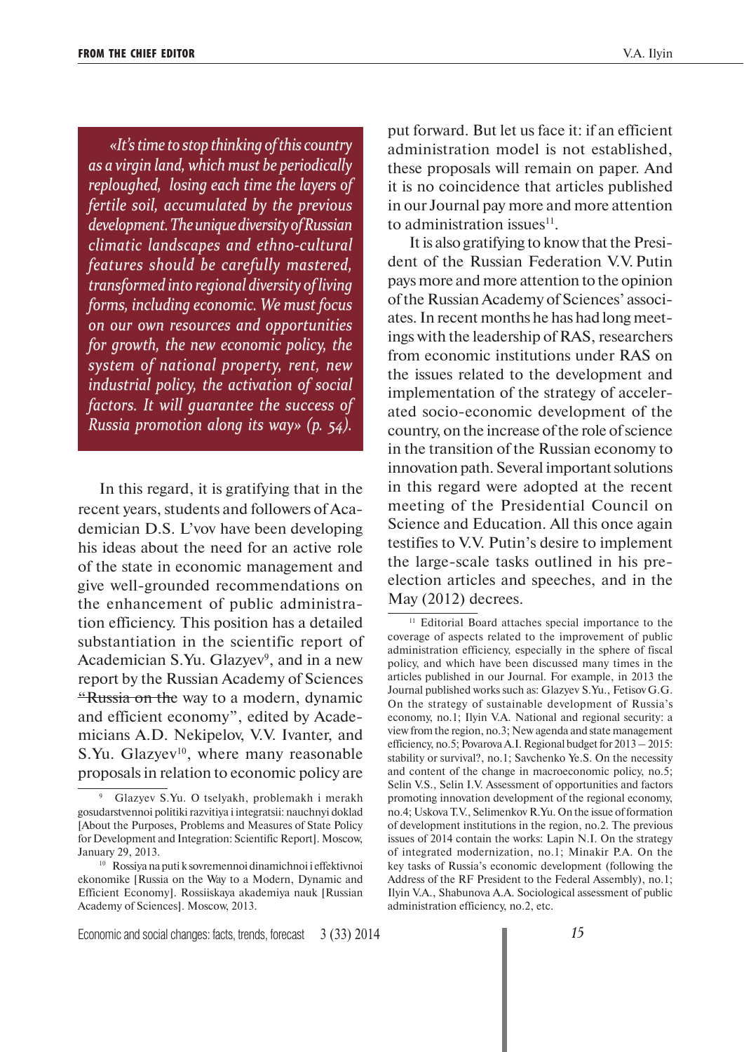*«It's time to stop thinking of this country as a virgin land, which must be periodically reploughed, losing each time the layers of fertile soil, accumulated by the previous development. The unique diversity of Russian climatic landscapes and ethno-cultural features should be carefully mastered, transformed into regional diversity of living forms, including economic. We must focus on our own resources and opportunities for growth, the new economic policy, the system of national property, rent, new industrial policy, the activation of social factors. It will guarantee the success of Russia promotion along its way» (p. 54).*

In this regard, it is gratifying that in the recent years, students and followers of Academician D.S. L'vov have been developing his ideas about the need for an active role of the state in economic management and give well-grounded recommendations on the enhancement of public administration efficiency. This position has a detailed substantiation in the scientific report of Academician S.Yu. Glazyev[9], and in a new report by the Russian Academy of Sciences "Russia on the way to a modern, dynamic and efficient economy", edited by Academicians A.D. Nekipelov, V.V. Ivanter, and S.Yu. Glazyev[10], where many reasonable proposals in relation to economic policy are put forward. But let us face it: if an efficient administration model is not established, these proposals will remain on paper. And it is no coincidence that articles published in our Journal pay more and more attention to administration issues[11].

It is also gratifying to know that the President of the Russian Federation V.V. Putin pays more and more attention to the opinion of the Russian Academy of Sciences' associates. In recent months he has had long meetings with the leadership of RAS, researchers from economic institutions under RAS on the issues related to the development and implementation of the strategy of accelerated socio-economic development of the country, on the increase of the role of science in the transition of the Russian economy to innovation path. Several important solutions in this regard were adopted at the recent meeting of the Presidential Council on Science and Education. All this once again testifies to V.V. Putin's desire to implement the large-scale tasks outlined in his pre-election articles and speeches, and in the May (2012) decrees.

---

[9] Glazyev S.Yu. O tselyakh, problemakh i merakh gosudarstvennoi politiki razvitiya i integratsii: nauchnyi doklad [About the Purposes, Problems and Measures of State Policy for Development and Integration: Scientific Report]. Moscow, January 29, 2013.

[10] Rossiya na puti k sovremennoi dinamichnoi i effektivnoi ekonomike [Russia on the Way to a Modern, Dynamic and Efficient Economy]. Rossiiskaya akademiya nauk [Russian Academy of Sciences]. Moscow, 2013.

[11] Editorial Board attaches special importance to the coverage of aspects related to the improvement of public administration efficiency, especially in the sphere of fiscal policy, and which have been discussed many times in the articles published in our Journal. For example, in 2013 the Journal published works such as: Glazyev S.Yu., Fetisov G.G. On the strategy of sustainable development of Russia's economy, no.1; Ilyin V.A. National and regional security: a view from the region, no.3; New agenda and state management efficiency, no.5; Povarova A.I. Regional budget for 2013 – 2015: stability or survival?, no.1; Savchenko Ye.S. On the necessity and content of the change in macroeconomic policy, no.5; Selin V.S., Selin I.V. Assessment of opportunities and factors promoting innovation development of the regional economy, no.4; Uskova T.V., Selimenkov R.Yu. On the issue of formation of development institutions in the region, no.2. The previous issues of 2014 contain the works: Lapin N.I. On the strategy of integrated modernization, no.1; Minakir P.A. On the key tasks of Russia's economic development (following the Address of the RF President to the Federal Assembly), no.1; Ilyin V.A., Shabunova A.A. Sociological assessment of public administration efficiency, no.2, etc.